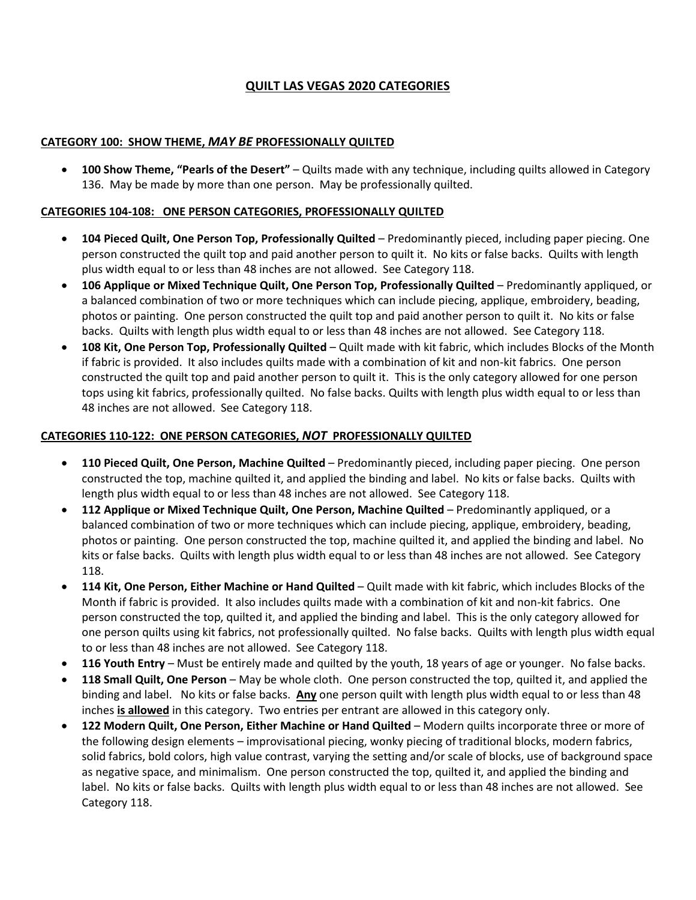# QUILT LAS VEGAS 2020 CATEGORIES

### CATEGORY 100: SHOW THEME, *MAY BE* PROFESSIONALLY QUILTED

- **100 Show Theme, "Pearls of the Desert"** – Quilts made with any technique, including quilts allowed in Category 136. May be made by more than one person. May be professionally quilted.

### CATEGORIES 104-108: ONE PERSON CATEGORIES, PROFESSIONALLY QUILTED

- **104 Pieced Quilt, One Person Top, Professionally Quilted** – Predominantly pieced, including paper piecing. One person constructed the quilt top and paid another person to quilt it. No kits or false backs. Quilts with length plus width equal to or less than 48 inches are not allowed. See Category 118.
- **106 Applique or Mixed Technique Quilt, One Person Top, Professionally Quilted** – Predominantly appliqued, or a balanced combination of two or more techniques which can include piecing, applique, embroidery, beading, photos or painting. One person constructed the quilt top and paid another person to quilt it. No kits or false backs. Quilts with length plus width equal to or less than 48 inches are not allowed. See Category 118.
- **108 Kit, One Person Top, Professionally Quilted** – Quilt made with kit fabric, which includes Blocks of the Month if fabric is provided. It also includes quilts made with a combination of kit and non-kit fabrics. One person constructed the quilt top and paid another person to quilt it. This is the only category allowed for one person tops using kit fabrics, professionally quilted. No false backs. Quilts with length plus width equal to or less than 48 inches are not allowed. See Category 118.

### CATEGORIES 110-122: ONE PERSON CATEGORIES, *NOT* PROFESSIONALLY QUILTED

- **110 Pieced Quilt, One Person, Machine Quilted** – Predominantly pieced, including paper piecing. One person constructed the top, machine quilted it, and applied the binding and label. No kits or false backs. Quilts with length plus width equal to or less than 48 inches are not allowed. See Category 118.
- **112 Applique or Mixed Technique Quilt, One Person, Machine Quilted** – Predominantly appliqued, or a balanced combination of two or more techniques which can include piecing, applique, embroidery, beading, photos or painting. One person constructed the top, machine quilted it, and applied the binding and label. No kits or false backs. Quilts with length plus width equal to or less than 48 inches are not allowed. See Category 118.
- **114 Kit, One Person, Either Machine or Hand Quilted** – Quilt made with kit fabric, which includes Blocks of the Month if fabric is provided. It also includes quilts made with a combination of kit and non-kit fabrics. One person constructed the top, quilted it, and applied the binding and label. This is the only category allowed for one person quilts using kit fabrics, not professionally quilted. No false backs. Quilts with length plus width equal to or less than 48 inches are not allowed. See Category 118.
- **116 Youth Entry** – Must be entirely made and quilted by the youth, 18 years of age or younger. No false backs.
- **118 Small Quilt, One Person** – May be whole cloth. One person constructed the top, quilted it, and applied the binding and label. No kits or false backs. **Any** one person quilt with length plus width equal to or less than 48 inches **is allowed** in this category. Two entries per entrant are allowed in this category only.
- **122 Modern Quilt, One Person, Either Machine or Hand Quilted** – Modern quilts incorporate three or more of the following design elements – improvisational piecing, wonky piecing of traditional blocks, modern fabrics, solid fabrics, bold colors, high value contrast, varying the setting and/or scale of blocks, use of background space as negative space, and minimalism. One person constructed the top, quilted it, and applied the binding and label. No kits or false backs. Quilts with length plus width equal to or less than 48 inches are not allowed. See Category 118.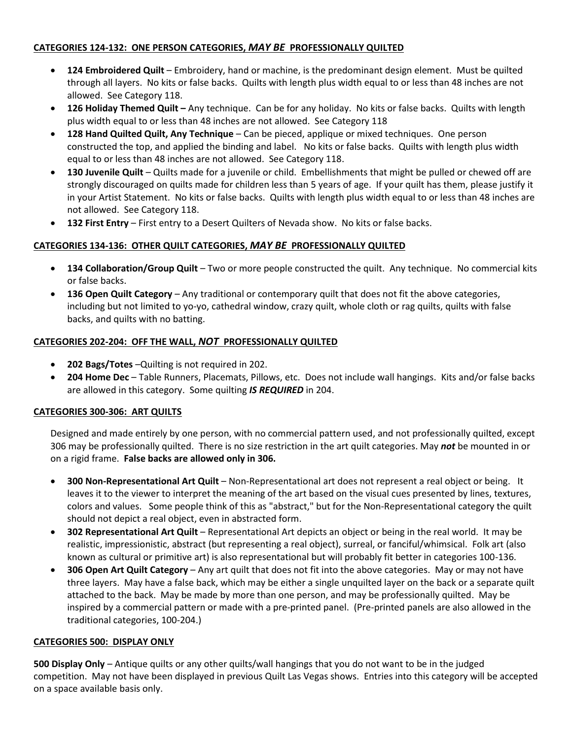**CATEGORIES 124-132: ONE PERSON CATEGORIES, *MAY BE* PROFESSIONALLY QUILTED**

- **124 Embroidered Quilt** – Embroidery, hand or machine, is the predominant design element. Must be quilted through all layers. No kits or false backs. Quilts with length plus width equal to or less than 48 inches are not allowed. See Category 118.
- **126 Holiday Themed Quilt –** Any technique. Can be for any holiday. No kits or false backs. Quilts with length plus width equal to or less than 48 inches are not allowed. See Category 118
- **128 Hand Quilted Quilt, Any Technique** – Can be pieced, applique or mixed techniques. One person constructed the top, and applied the binding and label. No kits or false backs. Quilts with length plus width equal to or less than 48 inches are not allowed. See Category 118.
- **130 Juvenile Quilt** – Quilts made for a juvenile or child. Embellishments that might be pulled or chewed off are strongly discouraged on quilts made for children less than 5 years of age. If your quilt has them, please justify it in your Artist Statement. No kits or false backs. Quilts with length plus width equal to or less than 48 inches are not allowed. See Category 118.
- **132 First Entry** – First entry to a Desert Quilters of Nevada show. No kits or false backs.

**CATEGORIES 134-136: OTHER QUILT CATEGORIES, *MAY BE* PROFESSIONALLY QUILTED**

- **134 Collaboration/Group Quilt** – Two or more people constructed the quilt. Any technique. No commercial kits or false backs.
- **136 Open Quilt Category** – Any traditional or contemporary quilt that does not fit the above categories, including but not limited to yo-yo, cathedral window, crazy quilt, whole cloth or rag quilts, quilts with false backs, and quilts with no batting.

**CATEGORIES 202-204: OFF THE WALL, *NOT* PROFESSIONALLY QUILTED**

- **202 Bags/Totes** –Quilting is not required in 202.
- **204 Home Dec** – Table Runners, Placemats, Pillows, etc. Does not include wall hangings. Kits and/or false backs are allowed in this category. Some quilting ***IS REQUIRED*** in 204.

**CATEGORIES 300-306: ART QUILTS**

Designed and made entirely by one person, with no commercial pattern used, and not professionally quilted, except 306 may be professionally quilted. There is no size restriction in the art quilt categories. May ***not*** be mounted in or on a rigid frame. **False backs are allowed only in 306.**

- **300 Non-Representational Art Quilt** – Non-Representational art does not represent a real object or being. It leaves it to the viewer to interpret the meaning of the art based on the visual cues presented by lines, textures, colors and values. Some people think of this as "abstract," but for the Non-Representational category the quilt should not depict a real object, even in abstracted form.
- **302 Representational Art Quilt** – Representational Art depicts an object or being in the real world. It may be realistic, impressionistic, abstract (but representing a real object), surreal, or fanciful/whimsical. Folk art (also known as cultural or primitive art) is also representational but will probably fit better in categories 100-136.
- **306 Open Art Quilt Category** – Any art quilt that does not fit into the above categories. May or may not have three layers. May have a false back, which may be either a single unquilted layer on the back or a separate quilt attached to the back. May be made by more than one person, and may be professionally quilted. May be inspired by a commercial pattern or made with a pre-printed panel. (Pre-printed panels are also allowed in the traditional categories, 100-204.)

**CATEGORIES 500: DISPLAY ONLY**

**500 Display Only** – Antique quilts or any other quilts/wall hangings that you do not want to be in the judged competition. May not have been displayed in previous Quilt Las Vegas shows. Entries into this category will be accepted on a space available basis only.